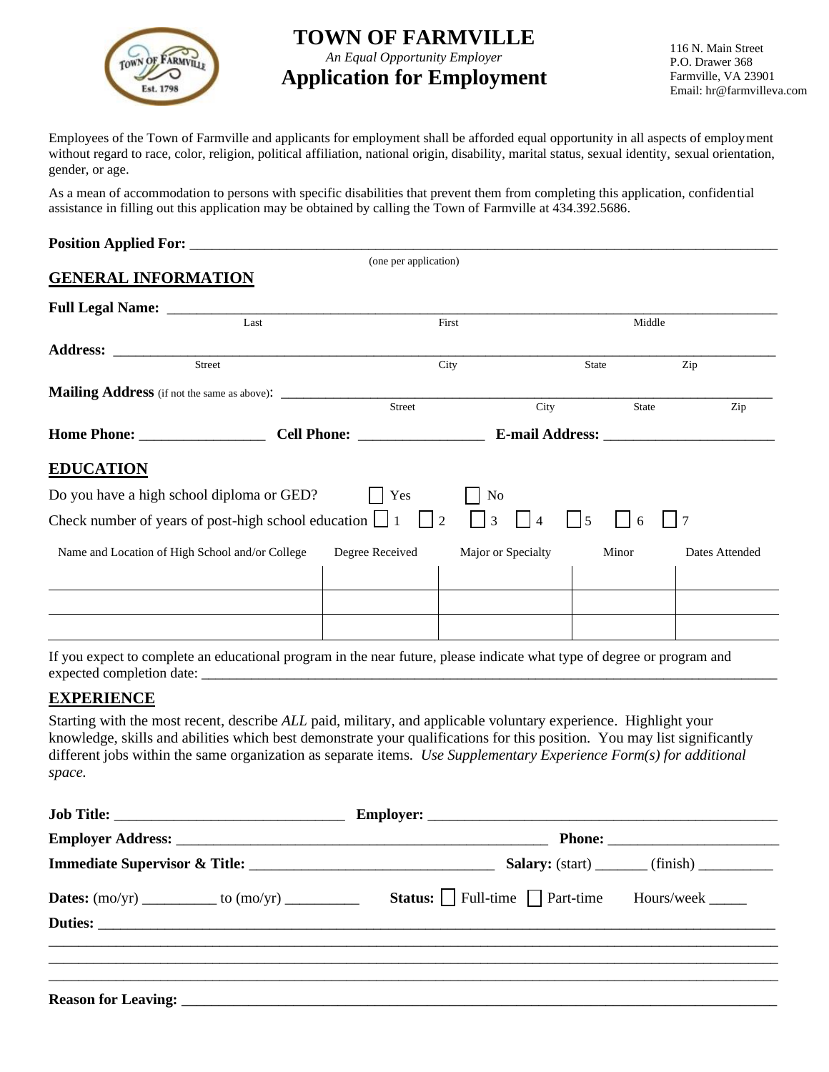# TOWN OF FARMVILLE

*An Equal Opportunity Employer*

## Application for Employment

116 N. Main Street
P.O. Drawer 368
Farmville, VA 23901
Email: hr@farmvilleva.com

Employees of the Town of Farmville and applicants for employment shall be afforded equal opportunity in all aspects of employment without regard to race, color, religion, political affiliation, national origin, disability, marital status, sexual identity, sexual orientation, gender, or age.

As a mean of accommodation to persons with specific disabilities that prevent them from completing this application, confidential assistance in filling out this application may be obtained by calling the Town of Farmville at 434.392.5686.

**Position Applied For:** ______________________________________________
(one per application)

## GENERAL INFORMATION

**Full Legal Name:** ______________________________________________
Last — First — Middle

**Address:** ______________________________________________
Street — City — State — Zip

**Mailing Address** (if not the same as above): ______________________________________________
Street — City — State — Zip

**Home Phone:** _________________ **Cell Phone:** _________________ **E-mail Address:** _______________________

## EDUCATION

Do you have a high school diploma or GED? ☐ Yes ☐ No

Check number of years of post-high school education ☐ 1 ☐ 2 ☐ 3 ☐ 4 ☐ 5 ☐ 6 ☐ 7

| Name and Location of High School and/or College | Degree Received | Major or Specialty | Minor | Dates Attended |
|---|---|---|---|---|
| | | | | |
| | | | | |
| | | | | |

If you expect to complete an educational program in the near future, please indicate what type of degree or program and expected completion date: ______________________________________________

## EXPERIENCE

Starting with the most recent, describe *ALL* paid, military, and applicable voluntary experience. Highlight your knowledge, skills and abilities which best demonstrate your qualifications for this position. You may list significantly different jobs within the same organization as separate items. *Use Supplementary Experience Form(s) for additional space.*

**Job Title:** ______________________________ **Employer:** ______________________________________________

**Employer Address:** ______________________________________________ **Phone:** _______________________

**Immediate Supervisor & Title:** _________________________________ **Salary:** (start) _______ (finish) __________

**Dates:** (mo/yr) __________ to (mo/yr) __________ **Status:** ☐ Full-time ☐ Part-time Hours/week _____

**Duties:** ______________________________________________

______________________________________________

______________________________________________

**Reason for Leaving:** ______________________________________________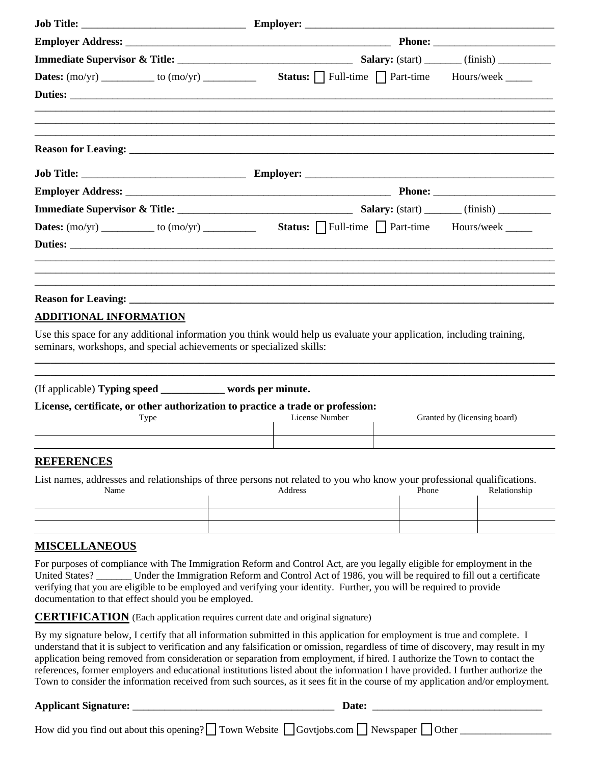**Job Title:** ______________________________ **Employer:** ______________________________________________

**Employer Address:** ____________________________________________________ **Phone:** ______________________

**Immediate Supervisor & Title:** _________________________________ **Salary:** (start) _______ (finish) __________

**Dates:** (mo/yr) __________ to (mo/yr) __________ **Status:** ☐ Full-time ☐ Part-time Hours/week _____

**Duties:** ____________________________________________________________________________________________

________________________________________________________________________________________________________

________________________________________________________________________________________________________

________________________________________________________________________________________________________

**Reason for Leaving: ________________________________________________________________________________**

**Job Title:** ______________________________ **Employer:** ______________________________________________

**Employer Address:** ____________________________________________________ **Phone:** ______________________

**Immediate Supervisor & Title:** _________________________________ **Salary:** (start) _______ (finish) __________

**Dates:** (mo/yr) __________ to (mo/yr) __________ **Status:** ☐ Full-time ☐ Part-time Hours/week _____

**Duties:** ____________________________________________________________________________________________

________________________________________________________________________________________________________

________________________________________________________________________________________________________

________________________________________________________________________________________________________

**Reason for Leaving: ________________________________________________________________________________**

## ADDITIONAL INFORMATION

Use this space for any additional information you think would help us evaluate your application, including training, seminars, workshops, and special achievements or specialized skills:

________________________________________________________________________________________________________

________________________________________________________________________________________________________

(If applicable) **Typing speed ____________ words per minute.**

**License, certificate, or other authorization to practice a trade or profession:**

| Type | License Number | Granted by (licensing board) |
|---|---|---|
| | | |

## REFERENCES

List names, addresses and relationships of three persons not related to you who know your professional qualifications.

| Name | Address | Phone | Relationship |
|---|---|---|---|
| | | | |
| | | | |

## MISCELLANEOUS

For purposes of compliance with The Immigration Reform and Control Act, are you legally eligible for employment in the United States? _______ Under the Immigration Reform and Control Act of 1986, you will be required to fill out a certificate verifying that you are eligible to be employed and verifying your identity. Further, you will be required to provide documentation to that effect should you be employed.

## CERTIFICATION (Each application requires current date and original signature)

By my signature below, I certify that all information submitted in this application for employment is true and complete. I understand that it is subject to verification and any falsification or omission, regardless of time of discovery, may result in my application being removed from consideration or separation from employment, if hired. I authorize the Town to contact the references, former employers and educational institutions listed about the information I have provided. I further authorize the Town to consider the information received from such sources, as it sees fit in the course of my application and/or employment.

**Applicant Signature:** ______________________________________ **Date:** ________________________________

How did you find out about this opening? ☐ Town Website ☐ Govtjobs.com ☐ Newspaper ☐ Other _________________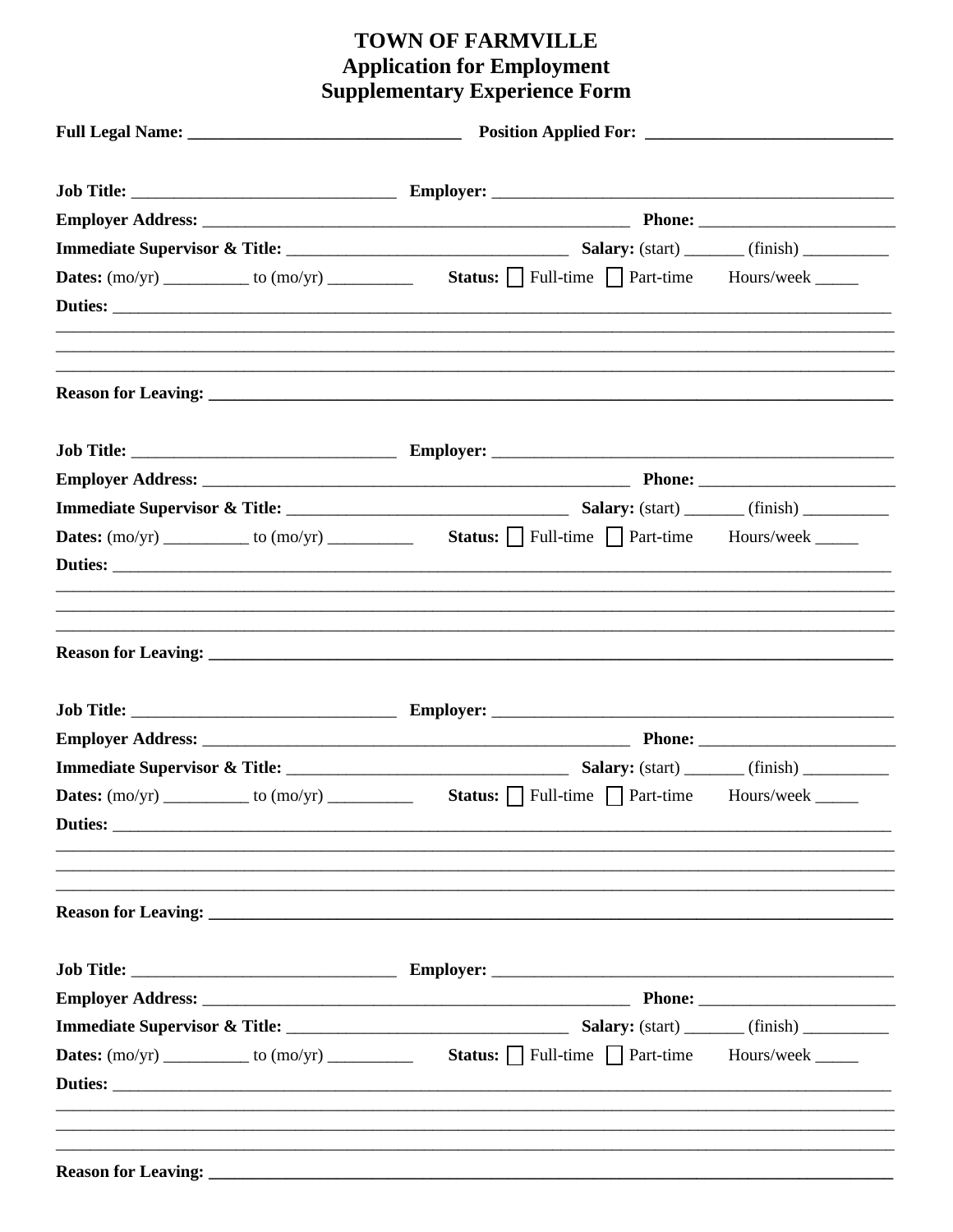# TOWN OF FARMVILLE
## Application for Employment
## Supplementary Experience Form

**Full Legal Name:** ________________________________ **Position Applied For:** _____________________________

**Job Title:** _______________________________ **Employer:** _______________________________________________

**Employer Address:** ___________________________________________________ **Phone:** _______________________

**Immediate Supervisor & Title:** _________________________________ **Salary:** (start) _______ (finish) __________

**Dates:** (mo/yr) __________ to (mo/yr) __________ **Status:** ☐ Full-time ☐ Part-time Hours/week _____

**Duties:** _______________________________________________________________________________________________

___________________________________________________________________________________________________________

___________________________________________________________________________________________________________

___________________________________________________________________________________________________________

**Reason for Leaving:** ______________________________________________________________________________________

**Job Title:** _______________________________ **Employer:** _______________________________________________

**Employer Address:** ___________________________________________________ **Phone:** _______________________

**Immediate Supervisor & Title:** _________________________________ **Salary:** (start) _______ (finish) __________

**Dates:** (mo/yr) __________ to (mo/yr) __________ **Status:** ☐ Full-time ☐ Part-time Hours/week _____

**Duties:** _______________________________________________________________________________________________

___________________________________________________________________________________________________________

___________________________________________________________________________________________________________

___________________________________________________________________________________________________________

**Reason for Leaving:** ______________________________________________________________________________________

**Job Title:** _______________________________ **Employer:** _______________________________________________

**Employer Address:** ___________________________________________________ **Phone:** _______________________

**Immediate Supervisor & Title:** _________________________________ **Salary:** (start) _______ (finish) __________

**Dates:** (mo/yr) __________ to (mo/yr) __________ **Status:** ☐ Full-time ☐ Part-time Hours/week _____

**Duties:** _______________________________________________________________________________________________

___________________________________________________________________________________________________________

___________________________________________________________________________________________________________

___________________________________________________________________________________________________________

**Reason for Leaving:** ______________________________________________________________________________________

**Job Title:** _______________________________ **Employer:** _______________________________________________

**Employer Address:** ___________________________________________________ **Phone:** _______________________

**Immediate Supervisor & Title:** _________________________________ **Salary:** (start) _______ (finish) __________

**Dates:** (mo/yr) __________ to (mo/yr) __________ **Status:** ☐ Full-time ☐ Part-time Hours/week _____

**Duties:** _______________________________________________________________________________________________

___________________________________________________________________________________________________________

___________________________________________________________________________________________________________

___________________________________________________________________________________________________________

**Reason for Leaving:** ______________________________________________________________________________________